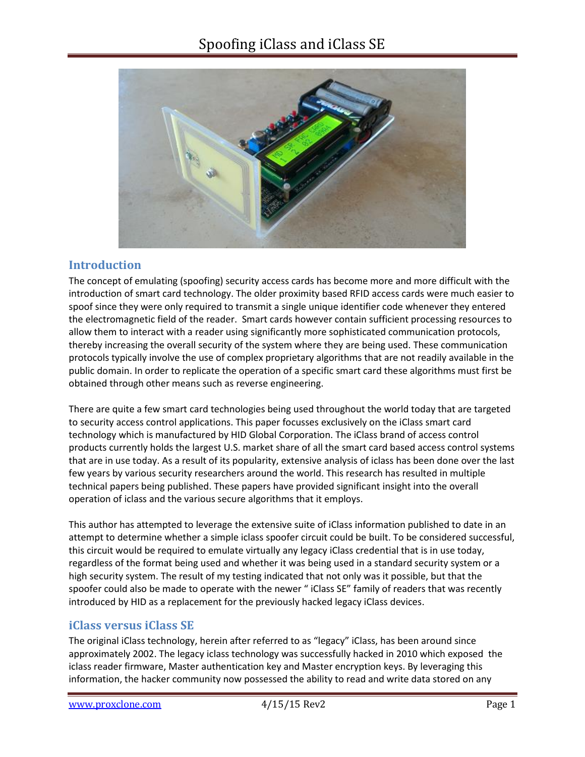# Spoofing iClass and iClass SE

## Introduction

The concept of emulating (spoofing) security access cards has become more and more difficult with the introduction of smart card technology. The older proximity based RFID access cards were much easier to spoof since they were only required to transmit a single unique identifier code whenever they entered the electromagnetic field of the reader. Smart cards however contain sufficient processing resources to allow them to interact with a reader using significantly more sophisticated communication protocols, thereby increasing the overall security of the system where they are being used. These communication protocols typically involve the use of complex proprietary algorithms that are not readily available in the public domain. In order to replicate the operation of a specific smart card these algorithms must first be obtained through other means such as reverse engineering.

There are quite a few smart card technologies being used throughout the world today that are targeted to security access control applications. This paper focusses exclusively on the iClass smart card technology which is manufactured by HID Global Corporation. The iClass brand of access control products currently holds the largest U.S. market share of all the smart card based access control systems that are in use today. As a result of its popularity, extensive analysis of iclass has been done over the last few years by various security researchers around the world. This research has resulted in multiple technical papers being published. These papers have provided significant insight into the overall operation of iclass and the various secure algorithms that it employs.

This author has attempted to leverage the extensive suite of iClass information published to date in an attempt to determine whether a simple iclass spoofer circuit could be built. To be considered successful, this circuit would be required to emulate virtually any legacy iClass credential that is in use today, regardless of the format being used and whether it was being used in a standard security system or a high security system. The result of my testing indicated that not only was it possible, but that the spoofer could also be made to operate with the newer " iClass SE" family of readers that was recently introduced by HID as a replacement for the previously hacked legacy iClass devices.

## iClass versus iClass SE

The original iClass technology, herein after referred to as "legacy" iClass, has been around since approximately 2002. The legacy iclass technology was successfully hacked in 2010 which exposed the iclass reader firmware, Master authentication key and Master encryption keys. By leveraging this information, the hacker community now possessed the ability to read and write data stored on any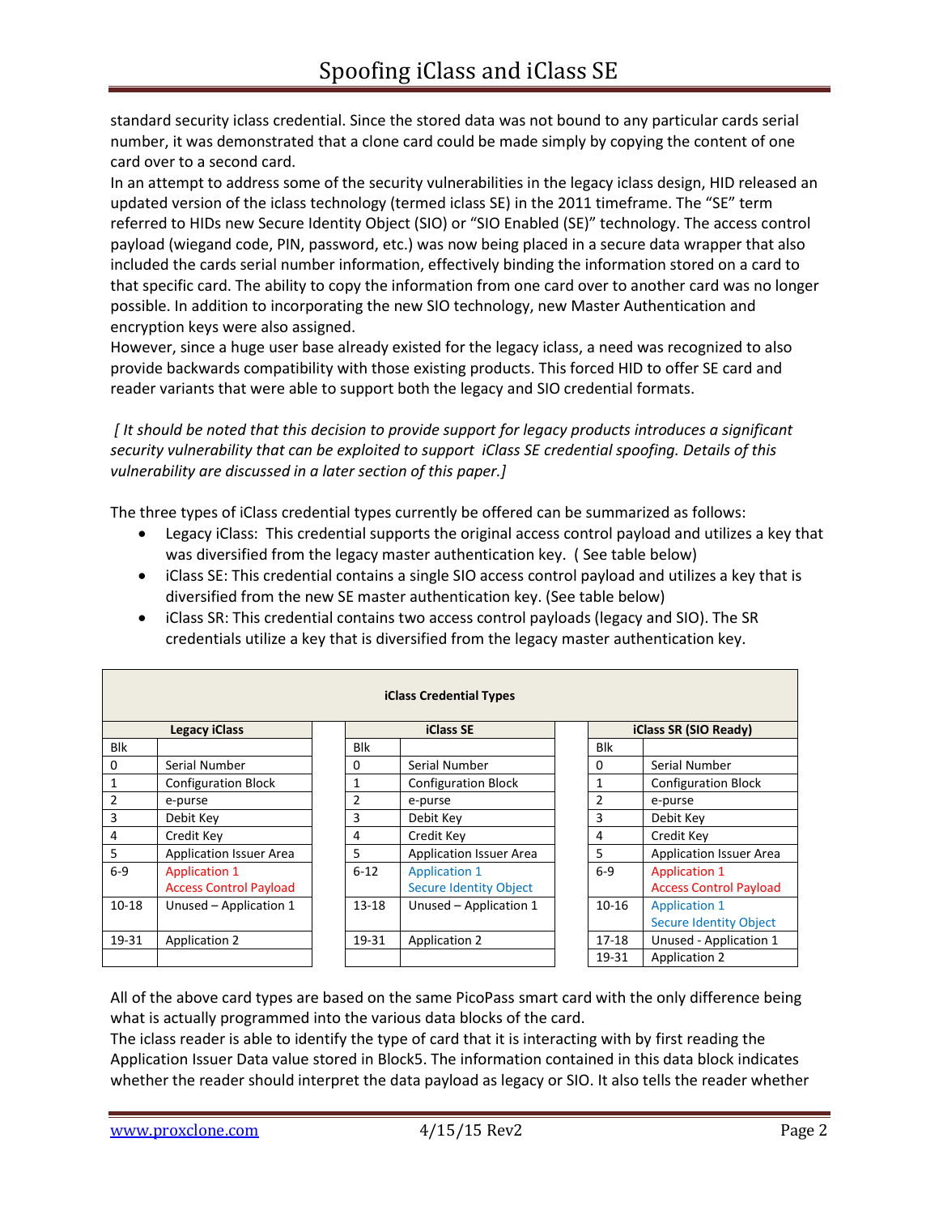standard security iclass credential. Since the stored data was not bound to any particular cards serial number, it was demonstrated that a clone card could be made simply by copying the content of one card over to a second card.

In an attempt to address some of the security vulnerabilities in the legacy iclass design, HID released an updated version of the iclass technology (termed iclass SE) in the 2011 timeframe. The "SE" term referred to HIDs new Secure Identity Object (SIO) or "SIO Enabled (SE)" technology. The access control payload (wiegand code, PIN, password, etc.) was now being placed in a secure data wrapper that also included the cards serial number information, effectively binding the information stored on a card to that specific card. The ability to copy the information from one card over to another card was no longer possible. In addition to incorporating the new SIO technology, new Master Authentication and encryption keys were also assigned.

However, since a huge user base already existed for the legacy iclass, a need was recognized to also provide backwards compatibility with those existing products. This forced HID to offer SE card and reader variants that were able to support both the legacy and SIO credential formats.

*[ It should be noted that this decision to provide support for legacy products introduces a significant security vulnerability that can be exploited to support iClass SE credential spoofing. Details of this vulnerability are discussed in a later section of this paper.]*

The three types of iClass credential types currently be offered can be summarized as follows:

- Legacy iClass: This credential supports the original access control payload and utilizes a key that was diversified from the legacy master authentication key. ( See table below)
- iClass SE: This credential contains a single SIO access control payload and utilizes a key that is diversified from the new SE master authentication key. (See table below)
- iClass SR: This credential contains two access control payloads (legacy and SIO). The SR credentials utilize a key that is diversified from the legacy master authentication key.

**iClass Credential Types**

| Legacy iClass | | | iClass SE | | | iClass SR (SIO Ready) | |
|---|---|---|---|---|---|---|---|
| Blk | | | Blk | | | Blk | |
| 0 | Serial Number | | 0 | Serial Number | | 0 | Serial Number |
| 1 | Configuration Block | | 1 | Configuration Block | | 1 | Configuration Block |
| 2 | e-purse | | 2 | e-purse | | 2 | e-purse |
| 3 | Debit Key | | 3 | Debit Key | | 3 | Debit Key |
| 4 | Credit Key | | 4 | Credit Key | | 4 | Credit Key |
| 5 | Application Issuer Area | | 5 | Application Issuer Area | | 5 | Application Issuer Area |
| 6-9 | Application 1 Access Control Payload | | 6-12 | Application 1 Secure Identity Object | | 6-9 | Application 1 Access Control Payload |
| 10-18 | Unused – Application 1 | | 13-18 | Unused – Application 1 | | 10-16 | Application 1 Secure Identity Object |
| 19-31 | Application 2 | | 19-31 | Application 2 | | 17-18 | Unused - Application 1 |
| | | | | | | 19-31 | Application 2 |

All of the above card types are based on the same PicoPass smart card with the only difference being what is actually programmed into the various data blocks of the card.

The iclass reader is able to identify the type of card that it is interacting with by first reading the Application Issuer Data value stored in Block5. The information contained in this data block indicates whether the reader should interpret the data payload as legacy or SIO. It also tells the reader whether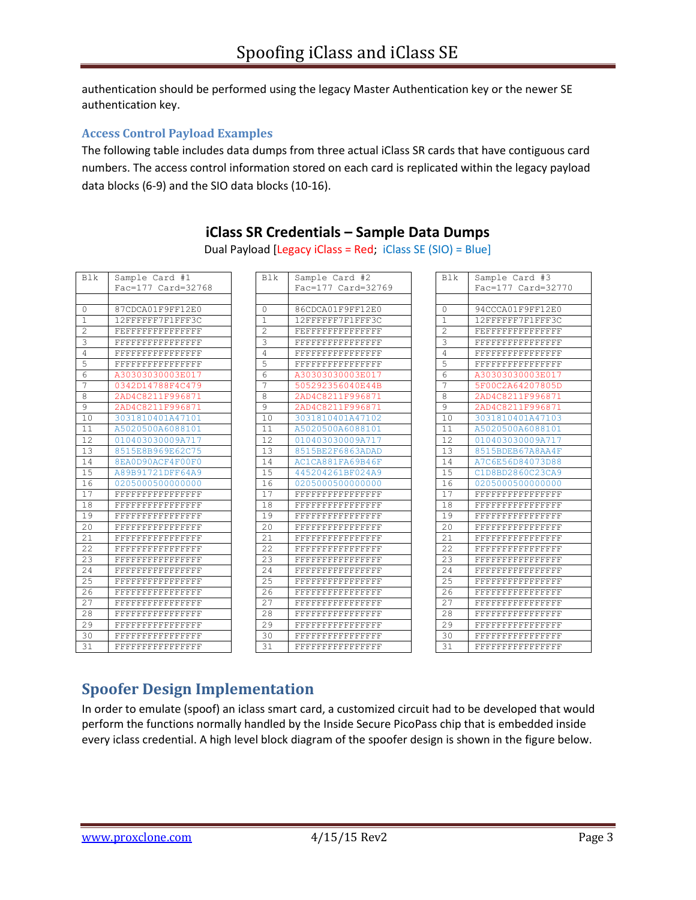authentication should be performed using the legacy Master Authentication key or the newer SE authentication key.

### Access Control Payload Examples

The following table includes data dumps from three actual iClass SR cards that have contiguous card numbers. The access control information stored on each card is replicated within the legacy payload data blocks (6-9) and the SIO data blocks (10-16).

## iClass SR Credentials – Sample Data Dumps

Dual Payload [Legacy iClass = Red; iClass SE (SIO) = Blue]

| Blk | Sample Card #1 Fac=177 Card=32768 | Blk | Sample Card #2 Fac=177 Card=32769 | Blk | Sample Card #3 Fac=177 Card=32770 |
|---|---|---|---|---|---|
| 0 | 87CDCA01F9FF12E0 | 0 | 86CDCA01F9FF12E0 | 0 | 94CCCA01F9FF12E0 |
| 1 | 12FFFFFF7F1FFF3C | 1 | 12FFFFFF7F1FFF3C | 1 | 12FFFFFF7F1FFF3C |
| 2 | FEFFFFFFFFFFFFFF | 2 | FEFFFFFFFFFFFFFF | 2 | FEFFFFFFFFFFFFFF |
| 3 | FFFFFFFFFFFFFFFF | 3 | FFFFFFFFFFFFFFFF | 3 | FFFFFFFFFFFFFFFF |
| 4 | FFFFFFFFFFFFFFFF | 4 | FFFFFFFFFFFFFFFF | 4 | FFFFFFFFFFFFFFFF |
| 5 | FFFFFFFFFFFFFFFF | 5 | FFFFFFFFFFFFFFFF | 5 | FFFFFFFFFFFFFFFF |
| 6 | A30303030003E017 | 6 | A30303030003E017 | 6 | A30303030003E017 |
| 7 | 0342D14788F4C479 | 7 | 505292356040E44B | 7 | 5F00C2A64207805D |
| 8 | 2AD4C8211F996871 | 8 | 2AD4C8211F996871 | 8 | 2AD4C8211F996871 |
| 9 | 2AD4C8211F996871 | 9 | 2AD4C8211F996871 | 9 | 2AD4C8211F996871 |
| 10 | 3031810401A47101 | 10 | 3031810401A47102 | 10 | 3031810401A47103 |
| 11 | A5020500A6088101 | 11 | A5020500A6088101 | 11 | A5020500A6088101 |
| 12 | 010403030009A717 | 12 | 010403030009A717 | 12 | 010403030009A717 |
| 13 | 8515E8B969E62C75 | 13 | 8515BE2F6863ADAD | 13 | 8515BDEB67A8AA4F |
| 14 | 8EA0D90ACF4F00F0 | 14 | AC1CA881FA69B46F | 14 | A7C6E56D84073D88 |
| 15 | A89B91721DFF64A9 | 15 | 445204261BF024A9 | 15 | C1D8BD2860C23CA9 |
| 16 | 0205000500000000 | 16 | 0205000500000000 | 16 | 0205000500000000 |
| 17 | FFFFFFFFFFFFFFFF | 17 | FFFFFFFFFFFFFFFF | 17 | FFFFFFFFFFFFFFFF |
| 18 | FFFFFFFFFFFFFFFF | 18 | FFFFFFFFFFFFFFFF | 18 | FFFFFFFFFFFFFFFF |
| 19 | FFFFFFFFFFFFFFFF | 19 | FFFFFFFFFFFFFFFF | 19 | FFFFFFFFFFFFFFFF |
| 20 | FFFFFFFFFFFFFFFF | 20 | FFFFFFFFFFFFFFFF | 20 | FFFFFFFFFFFFFFFF |
| 21 | FFFFFFFFFFFFFFFF | 21 | FFFFFFFFFFFFFFFF | 21 | FFFFFFFFFFFFFFFF |
| 22 | FFFFFFFFFFFFFFFF | 22 | FFFFFFFFFFFFFFFF | 22 | FFFFFFFFFFFFFFFF |
| 23 | FFFFFFFFFFFFFFFF | 23 | FFFFFFFFFFFFFFFF | 23 | FFFFFFFFFFFFFFFF |
| 24 | FFFFFFFFFFFFFFFF | 24 | FFFFFFFFFFFFFFFF | 24 | FFFFFFFFFFFFFFFF |
| 25 | FFFFFFFFFFFFFFFF | 25 | FFFFFFFFFFFFFFFF | 25 | FFFFFFFFFFFFFFFF |
| 26 | FFFFFFFFFFFFFFFF | 26 | FFFFFFFFFFFFFFFF | 26 | FFFFFFFFFFFFFFFF |
| 27 | FFFFFFFFFFFFFFFF | 27 | FFFFFFFFFFFFFFFF | 27 | FFFFFFFFFFFFFFFF |
| 28 | FFFFFFFFFFFFFFFF | 28 | FFFFFFFFFFFFFFFF | 28 | FFFFFFFFFFFFFFFF |
| 29 | FFFFFFFFFFFFFFFF | 29 | FFFFFFFFFFFFFFFF | 29 | FFFFFFFFFFFFFFFF |
| 30 | FFFFFFFFFFFFFFFF | 30 | FFFFFFFFFFFFFFFF | 30 | FFFFFFFFFFFFFFFF |
| 31 | FFFFFFFFFFFFFFFF | 31 | FFFFFFFFFFFFFFFF | 31 | FFFFFFFFFFFFFFFF |

## Spoofer Design Implementation

In order to emulate (spoof) an iclass smart card, a customized circuit had to be developed that would perform the functions normally handled by the Inside Secure PicoPass chip that is embedded inside every iclass credential. A high level block diagram of the spoofer design is shown in the figure below.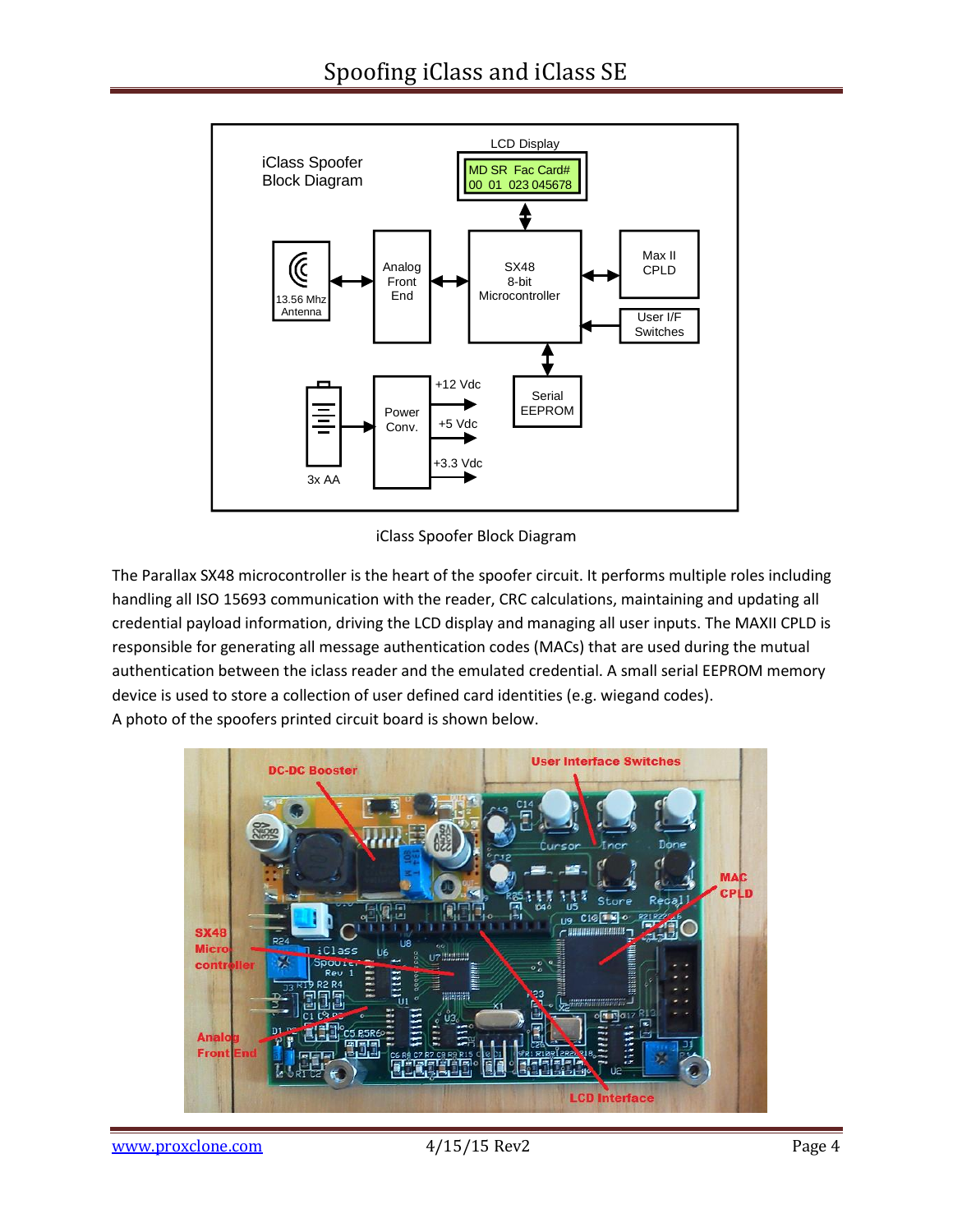iClass Spoofer Block Diagram

The Parallax SX48 microcontroller is the heart of the spoofer circuit. It performs multiple roles including handling all ISO 15693 communication with the reader, CRC calculations, maintaining and updating all credential payload information, driving the LCD display and managing all user inputs. The MAXII CPLD is responsible for generating all message authentication codes (MACs) that are used during the mutual authentication between the iclass reader and the emulated credential. A small serial EEPROM memory device is used to store a collection of user defined card identities (e.g. wiegand codes).
A photo of the spoofers printed circuit board is shown below.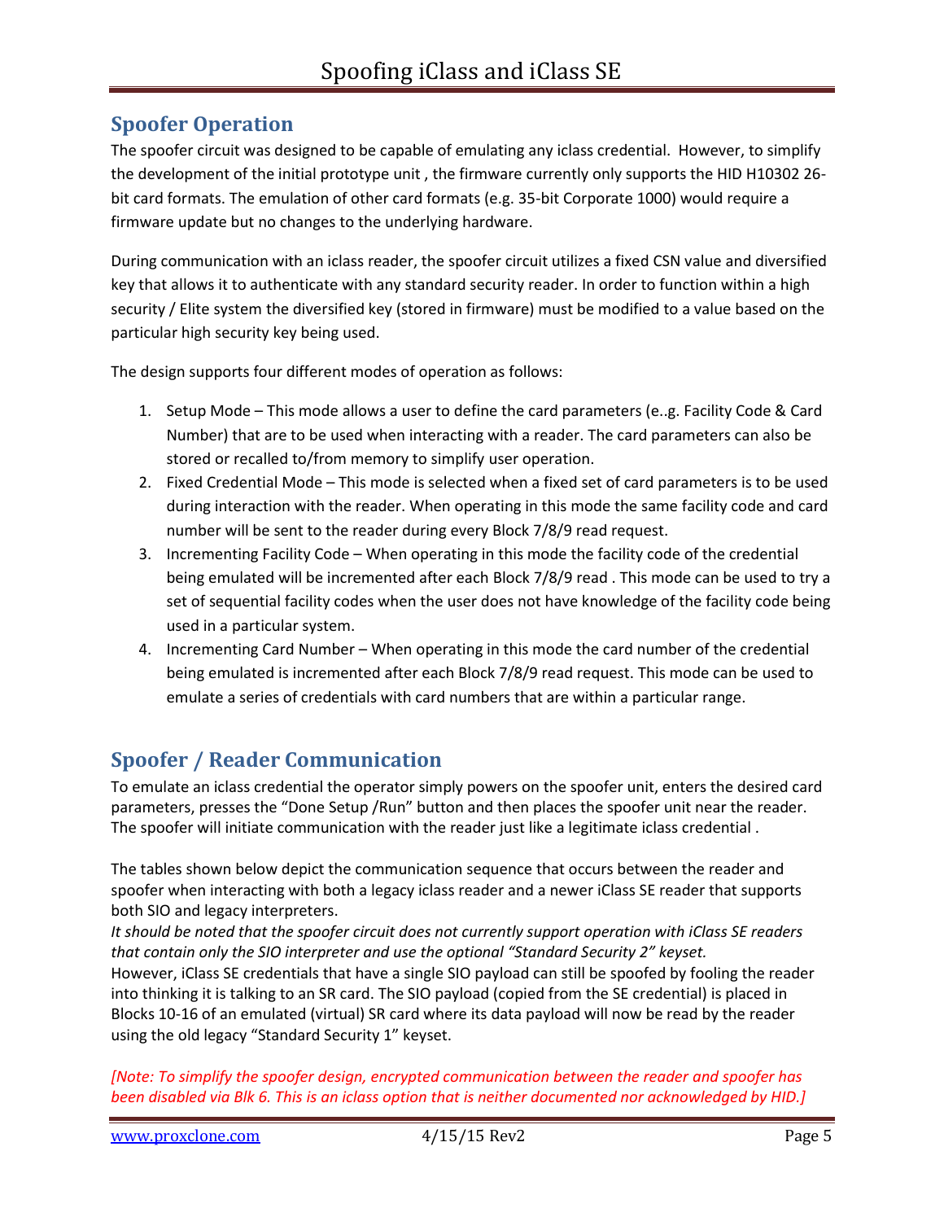## Spoofer Operation

The spoofer circuit was designed to be capable of emulating any iclass credential. However, to simplify the development of the initial prototype unit , the firmware currently only supports the HID H10302 26-bit card formats. The emulation of other card formats (e.g. 35-bit Corporate 1000) would require a firmware update but no changes to the underlying hardware.

During communication with an iclass reader, the spoofer circuit utilizes a fixed CSN value and diversified key that allows it to authenticate with any standard security reader. In order to function within a high security / Elite system the diversified key (stored in firmware) must be modified to a value based on the particular high security key being used.

The design supports four different modes of operation as follows:

1. Setup Mode – This mode allows a user to define the card parameters (e..g. Facility Code & Card Number) that are to be used when interacting with a reader. The card parameters can also be stored or recalled to/from memory to simplify user operation.
2. Fixed Credential Mode – This mode is selected when a fixed set of card parameters is to be used during interaction with the reader. When operating in this mode the same facility code and card number will be sent to the reader during every Block 7/8/9 read request.
3. Incrementing Facility Code – When operating in this mode the facility code of the credential being emulated will be incremented after each Block 7/8/9 read . This mode can be used to try a set of sequential facility codes when the user does not have knowledge of the facility code being used in a particular system.
4. Incrementing Card Number – When operating in this mode the card number of the credential being emulated is incremented after each Block 7/8/9 read request. This mode can be used to emulate a series of credentials with card numbers that are within a particular range.

## Spoofer / Reader Communication

To emulate an iclass credential the operator simply powers on the spoofer unit, enters the desired card parameters, presses the "Done Setup /Run" button and then places the spoofer unit near the reader. The spoofer will initiate communication with the reader just like a legitimate iclass credential .

The tables shown below depict the communication sequence that occurs between the reader and spoofer when interacting with both a legacy iclass reader and a newer iClass SE reader that supports both SIO and legacy interpreters.

*It should be noted that the spoofer circuit does not currently support operation with iClass SE readers that contain only the SIO interpreter and use the optional "Standard Security 2" keyset.*

However, iClass SE credentials that have a single SIO payload can still be spoofed by fooling the reader into thinking it is talking to an SR card. The SIO payload (copied from the SE credential) is placed in Blocks 10-16 of an emulated (virtual) SR card where its data payload will now be read by the reader using the old legacy "Standard Security 1" keyset.

*[Note: To simplify the spoofer design, encrypted communication between the reader and spoofer has been disabled via Blk 6. This is an iclass option that is neither documented nor acknowledged by HID.]*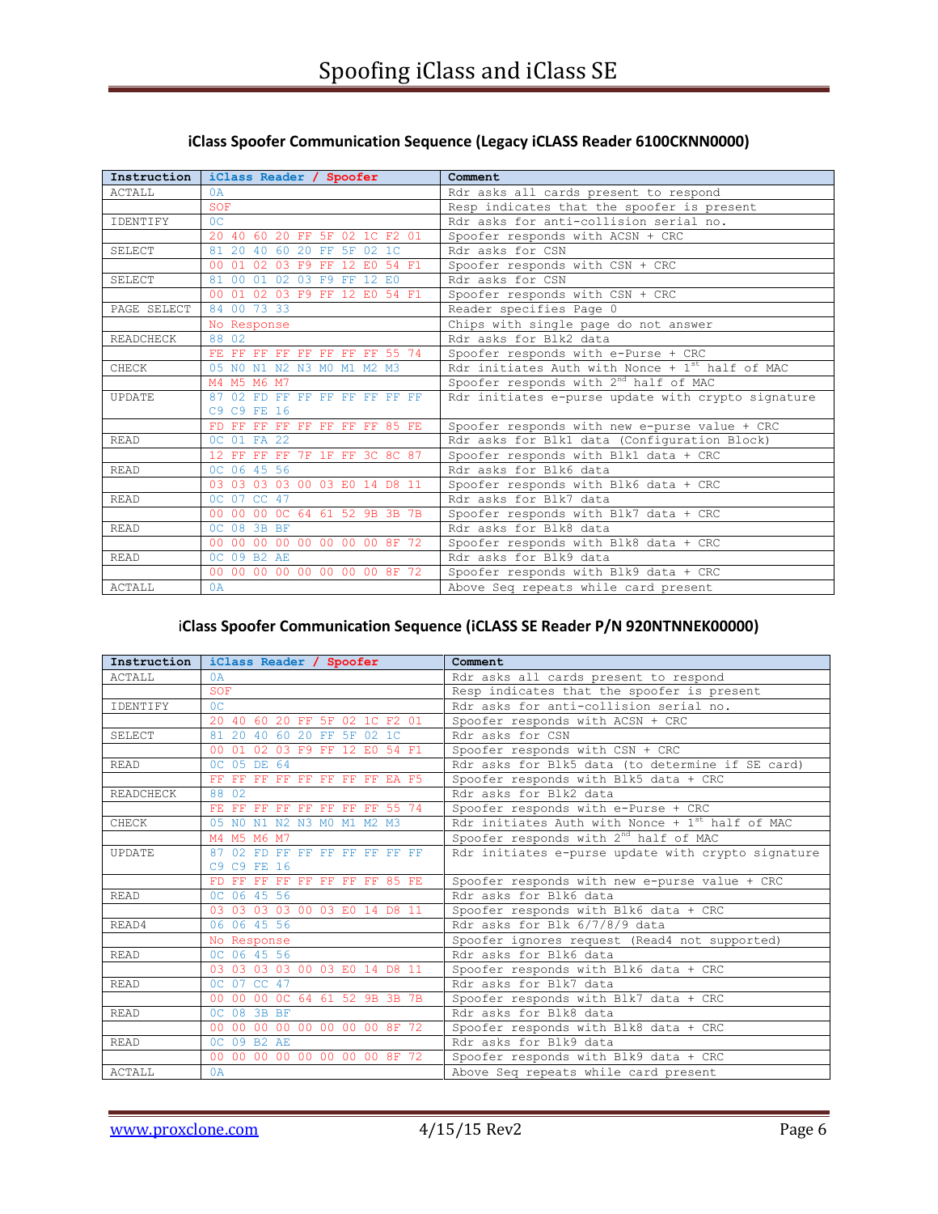### iClass Spoofer Communication Sequence (Legacy iCLASS Reader 6100CKNN0000)

| Instruction | iClass Reader / Spoofer | Comment |
|---|---|---|
| ACTALL | 0A | Rdr asks all cards present to respond |
| | SOF | Resp indicates that the spoofer is present |
| IDENTIFY | 0C | Rdr asks for anti-collision serial no. |
| | 20 40 60 20 FF 5F 02 1C F2 01 | Spoofer responds with ACSN + CRC |
| SELECT | 81 20 40 60 20 FF 5F 02 1C | Rdr asks for CSN |
| | 00 01 02 03 F9 FF 12 E0 54 F1 | Spoofer responds with CSN + CRC |
| SELECT | 81 00 01 02 03 F9 FF 12 E0 | Rdr asks for CSN |
| | 00 01 02 03 F9 FF 12 E0 54 F1 | Spoofer responds with CSN + CRC |
| PAGE SELECT | 84 00 73 33 | Reader specifies Page 0 |
| | No Response | Chips with single page do not answer |
| READCHECK | 88 02 | Rdr asks for Blk2 data |
| | FE FF FF FF FF FF FF FF 55 74 | Spoofer responds with e-Purse + CRC |
| CHECK | 05 N0 N1 N2 N3 M0 M1 M2 M3 | Rdr initiates Auth with Nonce + 1st half of MAC |
| | M4 M5 M6 M7 | Spoofer responds with 2nd half of MAC |
| UPDATE | 87 02 FD FF FF FF FF FF FF FF C9 C9 FE 16 | Rdr initiates e-purse update with crypto signature |
| | FD FF FF FF FF FF FF FF 85 FE | Spoofer responds with new e-purse value + CRC |
| READ | 0C 01 FA 22 | Rdr asks for Blk1 data (Configuration Block) |
| | 12 FF FF FF 7F 1F FF 3C 8C 87 | Spoofer responds with Blk1 data + CRC |
| READ | 0C 06 45 56 | Rdr asks for Blk6 data |
| | 03 03 03 03 00 03 E0 14 D8 11 | Spoofer responds with Blk6 data + CRC |
| READ | 0C 07 CC 47 | Rdr asks for Blk7 data |
| | 00 00 00 0C 64 61 52 9B 3B 7B | Spoofer responds with Blk7 data + CRC |
| READ | 0C 08 3B BF | Rdr asks for Blk8 data |
| | 00 00 00 00 00 00 00 00 8F 72 | Spoofer responds with Blk8 data + CRC |
| READ | 0C 09 B2 AE | Rdr asks for Blk9 data |
| | 00 00 00 00 00 00 00 00 8F 72 | Spoofer responds with Blk9 data + CRC |
| ACTALL | 0A | Above Seq repeats while card present |

### iClass Spoofer Communication Sequence (iCLASS SE Reader P/N 920NTNNEK00000)

| Instruction | iClass Reader / Spoofer | Comment |
|---|---|---|
| ACTALL | 0A | Rdr asks all cards present to respond |
| | SOF | Resp indicates that the spoofer is present |
| IDENTIFY | 0C | Rdr asks for anti-collision serial no. |
| | 20 40 60 20 FF 5F 02 1C F2 01 | Spoofer responds with ACSN + CRC |
| SELECT | 81 20 40 60 20 FF 5F 02 1C | Rdr asks for CSN |
| | 00 01 02 03 F9 FF 12 E0 54 F1 | Spoofer responds with CSN + CRC |
| READ | 0C 05 DE 64 | Rdr asks for Blk5 data (to determine if SE card) |
| | FF FF FF FF FF FF FF FF EA F5 | Spoofer responds with Blk5 data + CRC |
| READCHECK | 88 02 | Rdr asks for Blk2 data |
| | FE FF FF FF FF FF FF FF 55 74 | Spoofer responds with e-Purse + CRC |
| CHECK | 05 N0 N1 N2 N3 M0 M1 M2 M3 | Rdr initiates Auth with Nonce + 1st half of MAC |
| | M4 M5 M6 M7 | Spoofer responds with 2nd half of MAC |
| UPDATE | 87 02 FD FF FF FF FF FF FF FF C9 C9 FE 16 | Rdr initiates e-purse update with crypto signature |
| | FD FF FF FF FF FF FF FF 85 FE | Spoofer responds with new e-purse value + CRC |
| READ | 0C 06 45 56 | Rdr asks for Blk6 data |
| | 03 03 03 03 00 03 E0 14 D8 11 | Spoofer responds with Blk6 data + CRC |
| READ4 | 06 06 45 56 | Rdr asks for Blk 6/7/8/9 data |
| | No Response | Spoofer ignores request (Read4 not supported) |
| READ | 0C 06 45 56 | Rdr asks for Blk6 data |
| | 03 03 03 03 00 03 E0 14 D8 11 | Spoofer responds with Blk6 data + CRC |
| READ | 0C 07 CC 47 | Rdr asks for Blk7 data |
| | 00 00 00 0C 64 61 52 9B 3B 7B | Spoofer responds with Blk7 data + CRC |
| READ | 0C 08 3B BF | Rdr asks for Blk8 data |
| | 00 00 00 00 00 00 00 00 8F 72 | Spoofer responds with Blk8 data + CRC |
| READ | 0C 09 B2 AE | Rdr asks for Blk9 data |
| | 00 00 00 00 00 00 00 00 8F 72 | Spoofer responds with Blk9 data + CRC |
| ACTALL | 0A | Above Seq repeats while card present |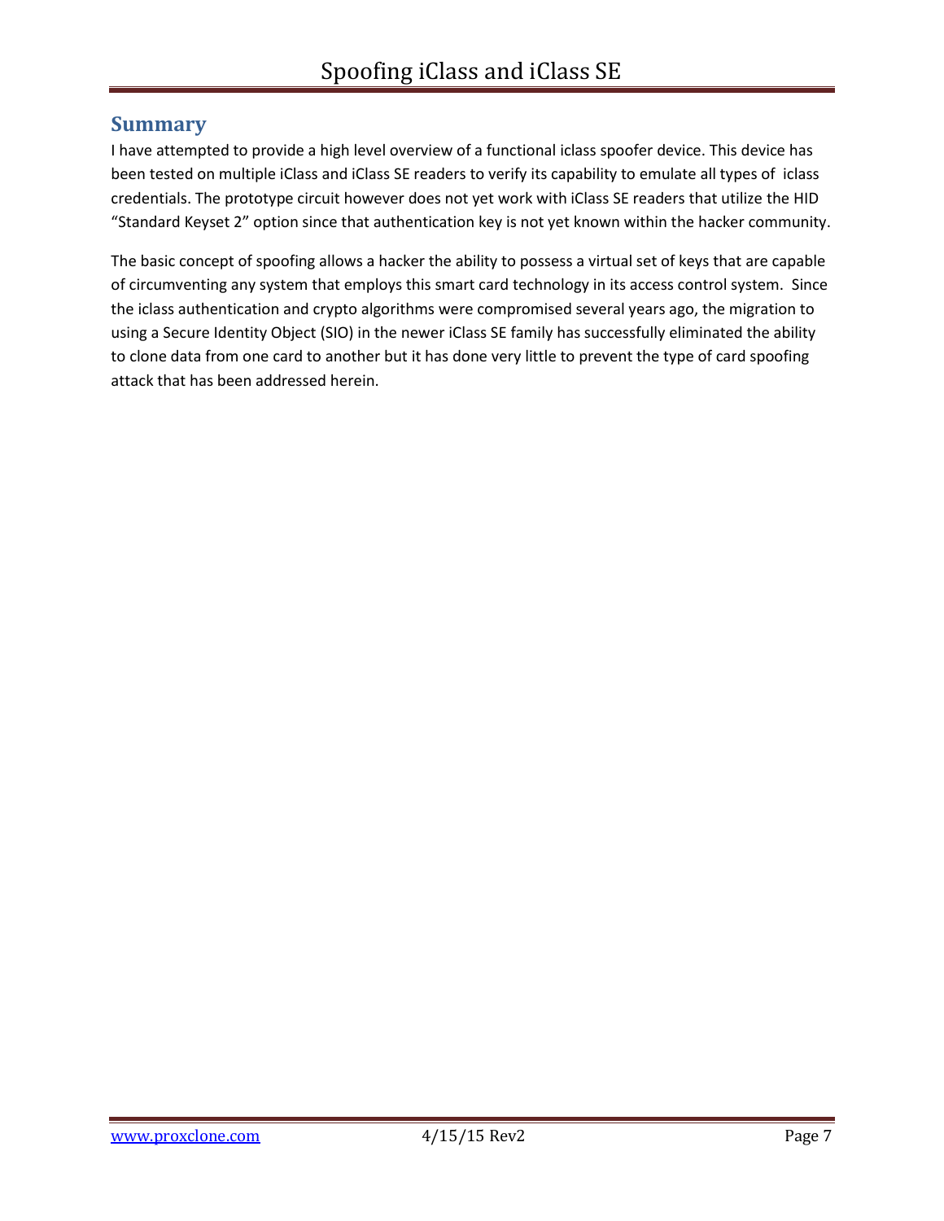## Summary

I have attempted to provide a high level overview of a functional iclass spoofer device. This device has been tested on multiple iClass and iClass SE readers to verify its capability to emulate all types of iclass credentials. The prototype circuit however does not yet work with iClass SE readers that utilize the HID “Standard Keyset 2” option since that authentication key is not yet known within the hacker community.

The basic concept of spoofing allows a hacker the ability to possess a virtual set of keys that are capable of circumventing any system that employs this smart card technology in its access control system. Since the iclass authentication and crypto algorithms were compromised several years ago, the migration to using a Secure Identity Object (SIO) in the newer iClass SE family has successfully eliminated the ability to clone data from one card to another but it has done very little to prevent the type of card spoofing attack that has been addressed herein.